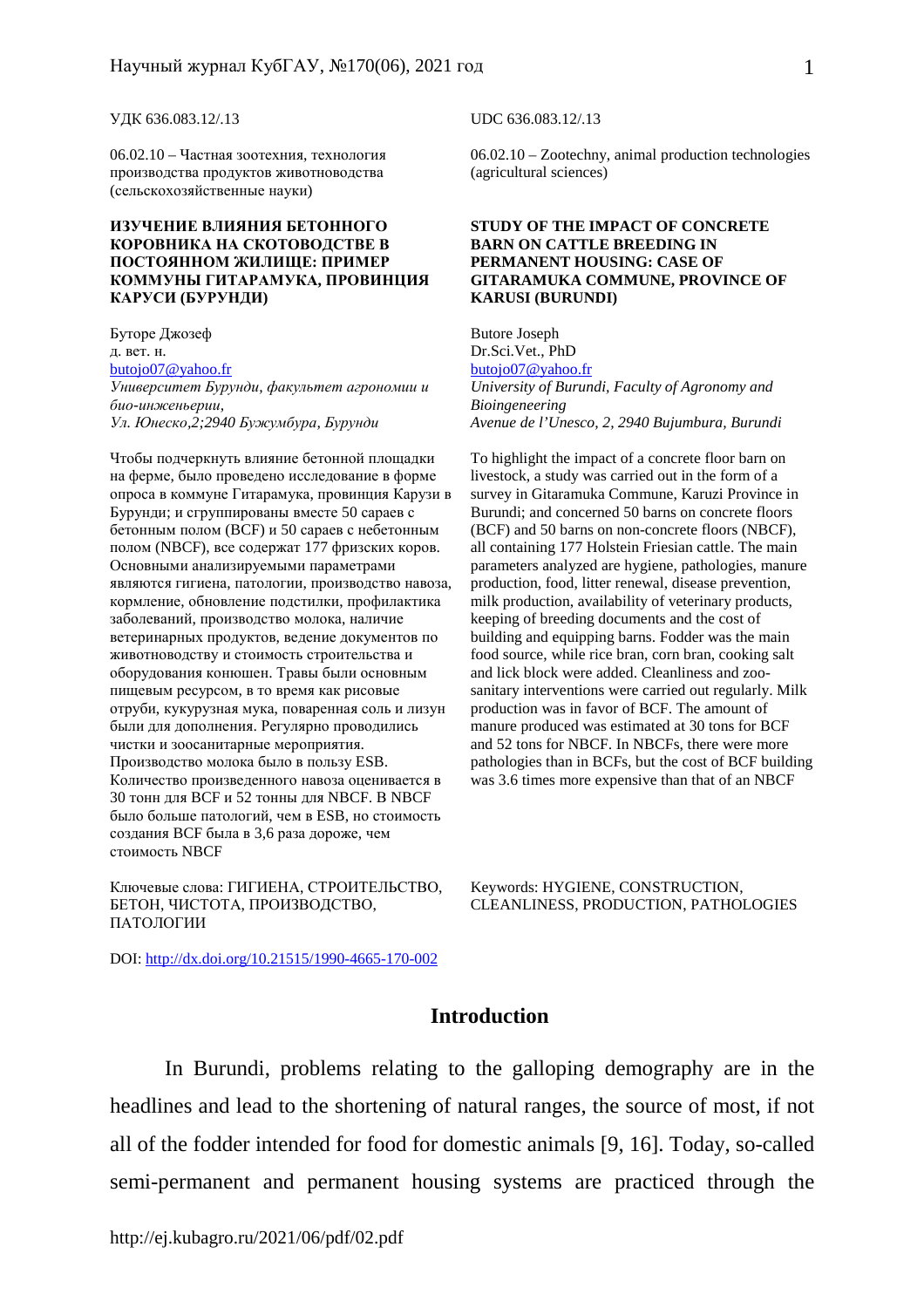УДК 636.083.12/.13

06.02.10 – Частная зоотехния, технология производства продуктов животноводства (сельскохозяйственные науки)

**ИЗУЧЕНИЕ ВЛИЯНИЯ БЕТОННОГО КОРОВНИКА НА СКОТОВОДСТВЕ В ПОСТОЯННОМ ЖИЛИЩЕ: ПРИМЕР КОММУНЫ ГИТАРАМУКА, ПРОВИНЦИЯ КАРУСИ (БУРУНДИ)**

Буторе Джозеф
д. вет. н.
butojo07@yahoo.fr
*Университет Бурунди, факультет агрономии и био-инженьерии,*
*Ул. Юнеско,2;2940 Бужумбура, Бурунди*

Чтобы подчеркнуть влияние бетонной площадки на ферме, было проведено исследование в форме опроса в коммуне Гитарамука, провинция Карузи в Бурунди; и сгруппированы вместе 50 сараев с бетонным полом (BCF) и 50 сараев с небетонным полом (NBCF), все содержат 177 фризских коров. Основными анализируемыми параметрами являются гигиена, патологии, производство навоза, кормление, обновление подстилки, профилактика заболеваний, производство молока, наличие ветеринарных продуктов, ведение документов по животноводству и стоимость строительства и оборудования конюшен. Травы были основным пищевым ресурсом, в то время как рисовые отруби, кукурузная мука, поваренная соль и лизун были для дополнения. Регулярно проводились чистки и зоосанитарные мероприятия. Производство молока было в пользу ESB. Количество произведенного навоза оценивается в 30 тонн для BCF и 52 тонны для NBCF. В NBCF было больше патологий, чем в ESB, но стоимость создания BCF была в 3,6 раза дороже, чем стоимость NBCF

Ключевые слова: ГИГИЕНА, СТРОИТЕЛЬСТВО, БЕТОН, ЧИСТОТА, ПРОИЗВОДСТВО, ПАТОЛОГИИ

DOI: http://dx.doi.org/10.21515/1990-4665-170-002

UDC 636.083.12/.13

06.02.10 – Zootechny, animal production technologies (agricultural sciences)

**STUDY OF THE IMPACT OF CONCRETE BARN ON CATTLE BREEDING IN PERMANENT HOUSING: CASE OF GITARAMUKA COMMUNE, PROVINCE OF KARUSI (BURUNDI)**

Butore Joseph
Dr.Sci.Vet., PhD
butojo07@yahoo.fr
*University of Burundi, Faculty of Agronomy and Bioingeneering*
*Avenue de l'Unesco, 2, 2940 Bujumbura, Burundi*

To highlight the impact of a concrete floor barn on livestock, a study was carried out in the form of a survey in Gitaramuka Commune, Karuzi Province in Burundi; and concerned 50 barns on concrete floors (BCF) and 50 barns on non-concrete floors (NBCF), all containing 177 Holstein Friesian cattle. The main parameters analyzed are hygiene, pathologies, manure production, food, litter renewal, disease prevention, milk production, availability of veterinary products, keeping of breeding documents and the cost of building and equipping barns. Fodder was the main food source, while rice bran, corn bran, cooking salt and lick block were added. Cleanliness and zoo-sanitary interventions were carried out regularly. Milk production was in favor of BCF. The amount of manure produced was estimated at 30 tons for BCF and 52 tons for NBCF. In NBCFs, there were more pathologies than in BCFs, but the cost of BCF building was 3.6 times more expensive than that of an NBCF

Keywords: HYGIENE, CONSTRUCTION, CLEANLINESS, PRODUCTION, PATHOLOGIES

## Introduction

In Burundi, problems relating to the galloping demography are in the headlines and lead to the shortening of natural ranges, the source of most, if not all of the fodder intended for food for domestic animals [9, 16]. Today, so-called semi-permanent and permanent housing systems are practiced through the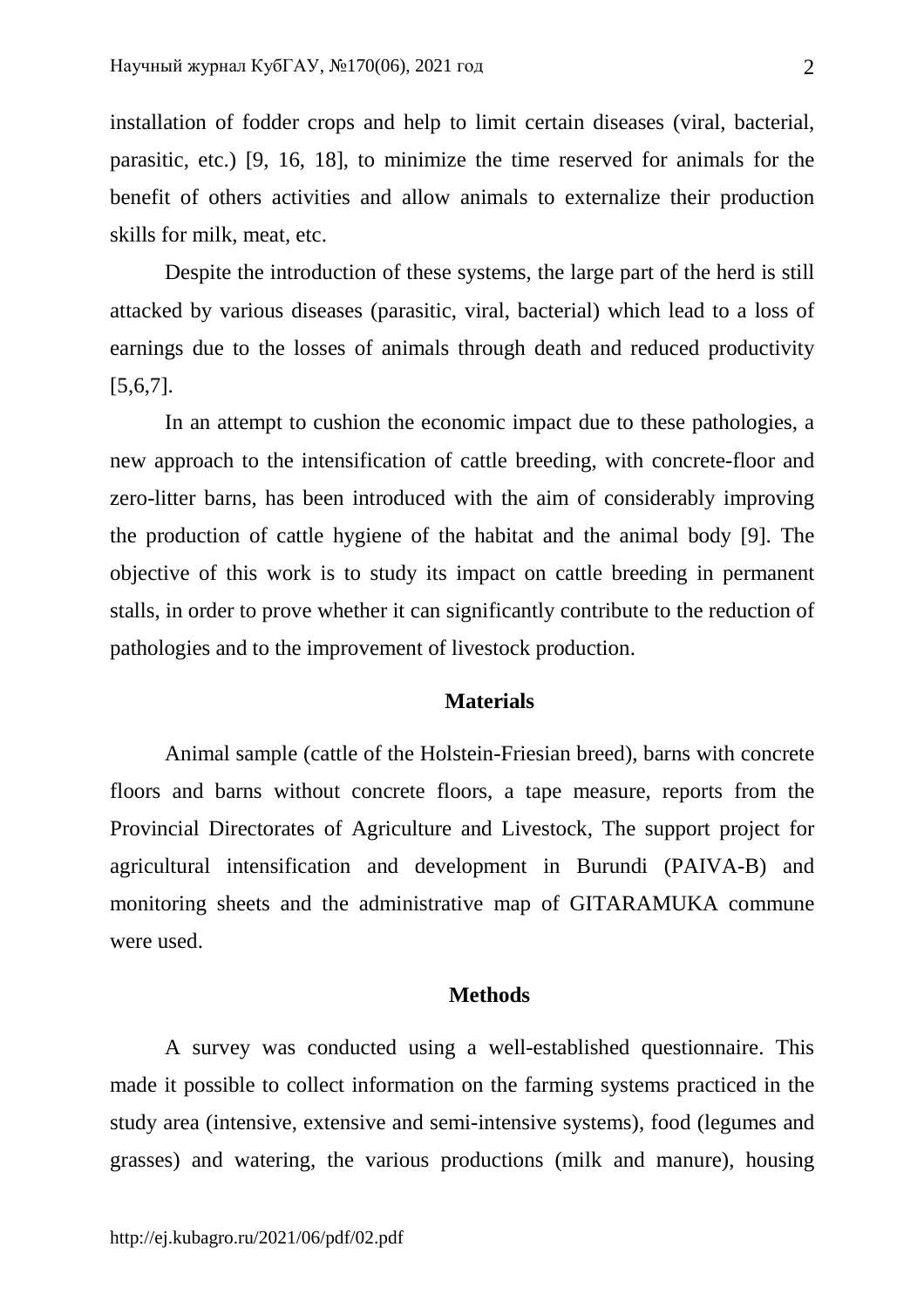installation of fodder crops and help to limit certain diseases (viral, bacterial, parasitic, etc.) [9, 16, 18], to minimize the time reserved for animals for the benefit of others activities and allow animals to externalize their production skills for milk, meat, etc.

Despite the introduction of these systems, the large part of the herd is still attacked by various diseases (parasitic, viral, bacterial) which lead to a loss of earnings due to the losses of animals through death and reduced productivity [5,6,7].

In an attempt to cushion the economic impact due to these pathologies, a new approach to the intensification of cattle breeding, with concrete-floor and zero-litter barns, has been introduced with the aim of considerably improving the production of cattle hygiene of the habitat and the animal body [9]. The objective of this work is to study its impact on cattle breeding in permanent stalls, in order to prove whether it can significantly contribute to the reduction of pathologies and to the improvement of livestock production.

## Materials

Animal sample (cattle of the Holstein-Friesian breed), barns with concrete floors and barns without concrete floors, a tape measure, reports from the Provincial Directorates of Agriculture and Livestock, The support project for agricultural intensification and development in Burundi (PAIVA-B) and monitoring sheets and the administrative map of GITARAMUKA commune were used.

## Methods

A survey was conducted using a well-established questionnaire. This made it possible to collect information on the farming systems practiced in the study area (intensive, extensive and semi-intensive systems), food (legumes and grasses) and watering, the various productions (milk and manure), housing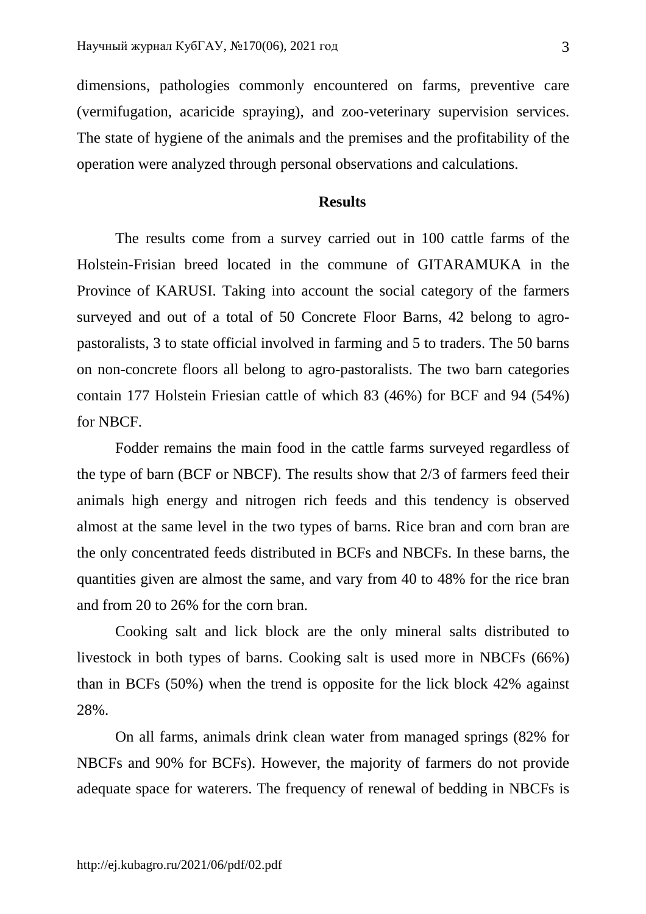dimensions, pathologies commonly encountered on farms, preventive care (vermifugation, acaricide spraying), and zoo-veterinary supervision services. The state of hygiene of the animals and the premises and the profitability of the operation were analyzed through personal observations and calculations.

## Results

The results come from a survey carried out in 100 cattle farms of the Holstein-Frisian breed located in the commune of GITARAMUKA in the Province of KARUSI. Taking into account the social category of the farmers surveyed and out of a total of 50 Concrete Floor Barns, 42 belong to agro-pastoralists, 3 to state official involved in farming and 5 to traders. The 50 barns on non-concrete floors all belong to agro-pastoralists. The two barn categories contain 177 Holstein Friesian cattle of which 83 (46%) for BCF and 94 (54%) for NBCF.

Fodder remains the main food in the cattle farms surveyed regardless of the type of barn (BCF or NBCF). The results show that 2/3 of farmers feed their animals high energy and nitrogen rich feeds and this tendency is observed almost at the same level in the two types of barns. Rice bran and corn bran are the only concentrated feeds distributed in BCFs and NBCFs. In these barns, the quantities given are almost the same, and vary from 40 to 48% for the rice bran and from 20 to 26% for the corn bran.

Cooking salt and lick block are the only mineral salts distributed to livestock in both types of barns. Cooking salt is used more in NBCFs (66%) than in BCFs (50%) when the trend is opposite for the lick block 42% against 28%.

On all farms, animals drink clean water from managed springs (82% for NBCFs and 90% for BCFs). However, the majority of farmers do not provide adequate space for waterers. The frequency of renewal of bedding in NBCFs is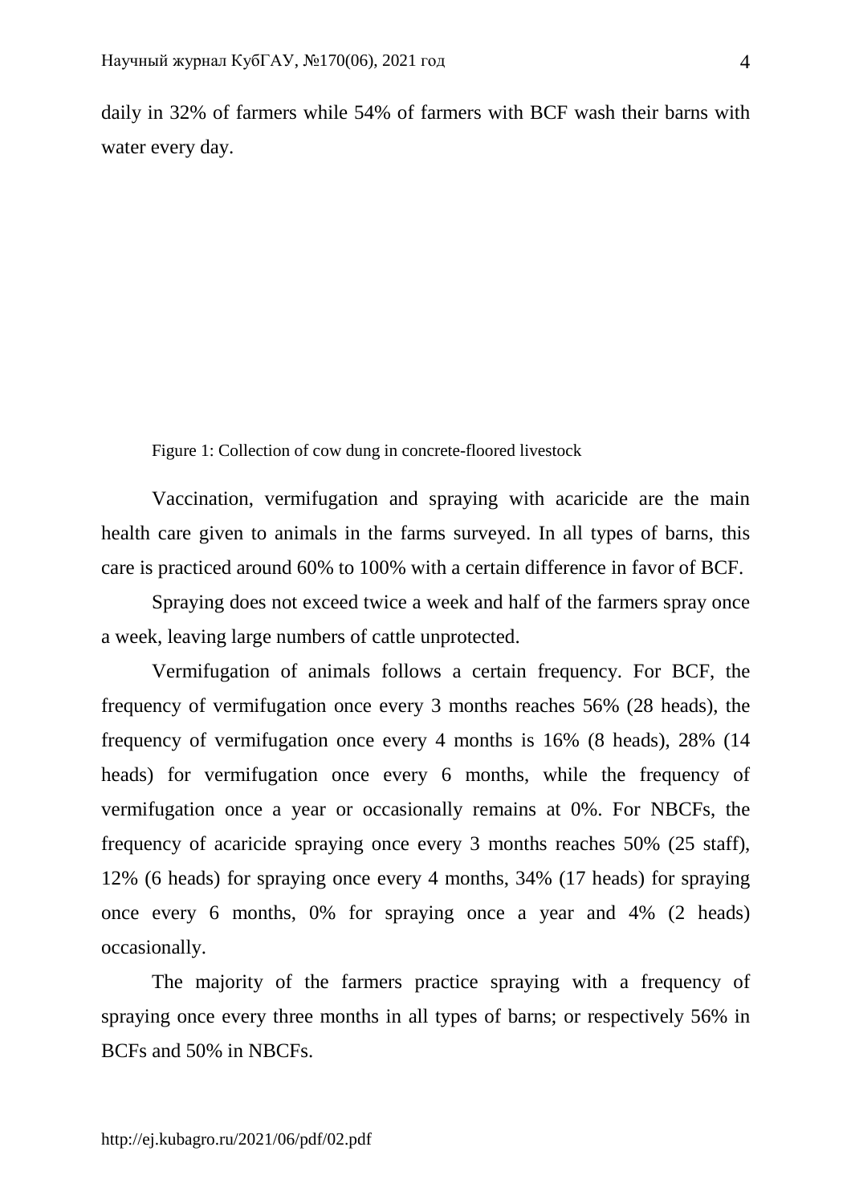daily in 32% of farmers while 54% of farmers with BCF wash their barns with water every day.

Figure 1: Collection of cow dung in concrete-floored livestock

Vaccination, vermifugation and spraying with acaricide are the main health care given to animals in the farms surveyed. In all types of barns, this care is practiced around 60% to 100% with a certain difference in favor of BCF.

Spraying does not exceed twice a week and half of the farmers spray once a week, leaving large numbers of cattle unprotected.

Vermifugation of animals follows a certain frequency. For BCF, the frequency of vermifugation once every 3 months reaches 56% (28 heads), the frequency of vermifugation once every 4 months is 16% (8 heads), 28% (14 heads) for vermifugation once every 6 months, while the frequency of vermifugation once a year or occasionally remains at 0%. For NBCFs, the frequency of acaricide spraying once every 3 months reaches 50% (25 staff), 12% (6 heads) for spraying once every 4 months, 34% (17 heads) for spraying once every 6 months, 0% for spraying once a year and 4% (2 heads) occasionally.

The majority of the farmers practice spraying with a frequency of spraying once every three months in all types of barns; or respectively 56% in BCFs and 50% in NBCFs.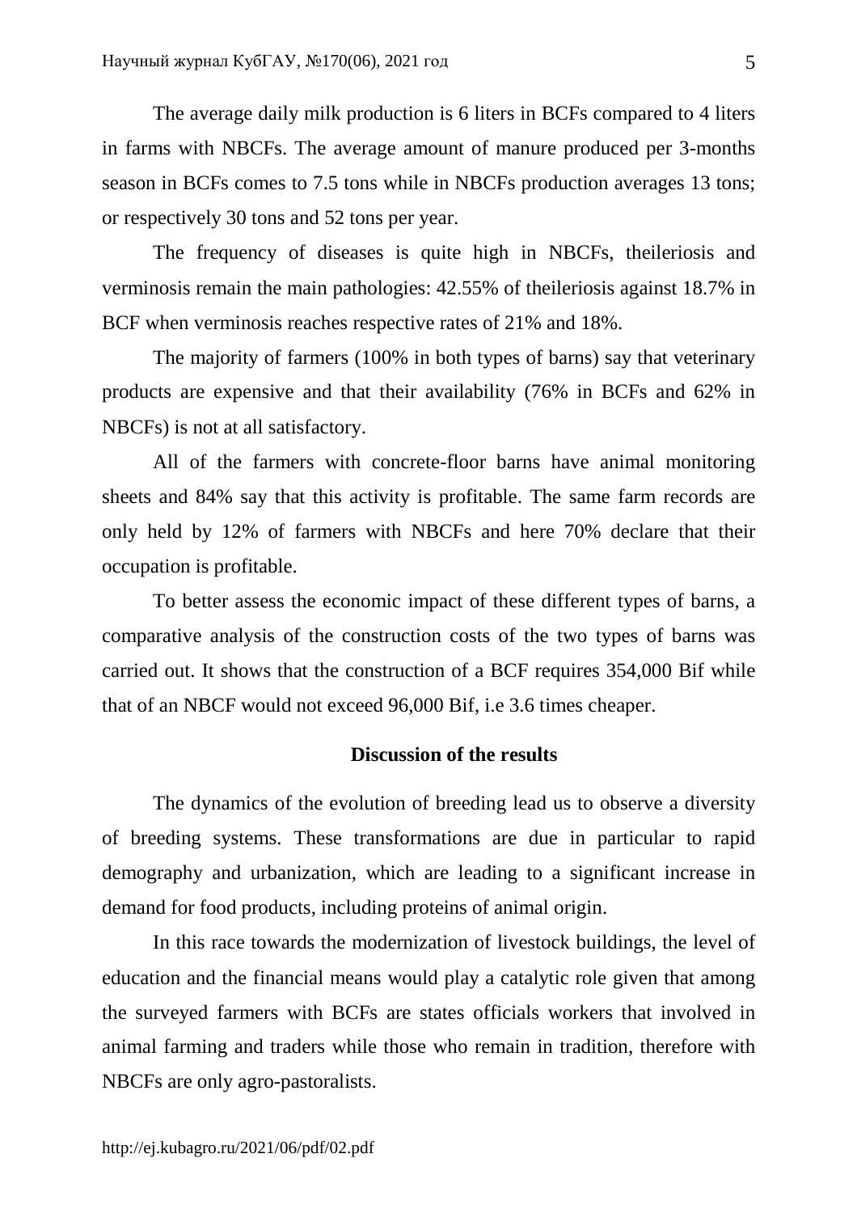The average daily milk production is 6 liters in BCFs compared to 4 liters in farms with NBCFs. The average amount of manure produced per 3-months season in BCFs comes to 7.5 tons while in NBCFs production averages 13 tons; or respectively 30 tons and 52 tons per year.

The frequency of diseases is quite high in NBCFs, theileriosis and verminosis remain the main pathologies: 42.55% of theileriosis against 18.7% in BCF when verminosis reaches respective rates of 21% and 18%.

The majority of farmers (100% in both types of barns) say that veterinary products are expensive and that their availability (76% in BCFs and 62% in NBCFs) is not at all satisfactory.

All of the farmers with concrete-floor barns have animal monitoring sheets and 84% say that this activity is profitable. The same farm records are only held by 12% of farmers with NBCFs and here 70% declare that their occupation is profitable.

To better assess the economic impact of these different types of barns, a comparative analysis of the construction costs of the two types of barns was carried out. It shows that the construction of a BCF requires 354,000 Bif while that of an NBCF would not exceed 96,000 Bif, i.e 3.6 times cheaper.

## Discussion of the results

The dynamics of the evolution of breeding lead us to observe a diversity of breeding systems. These transformations are due in particular to rapid demography and urbanization, which are leading to a significant increase in demand for food products, including proteins of animal origin.

In this race towards the modernization of livestock buildings, the level of education and the financial means would play a catalytic role given that among the surveyed farmers with BCFs are states officials workers that involved in animal farming and traders while those who remain in tradition, therefore with NBCFs are only agro-pastoralists.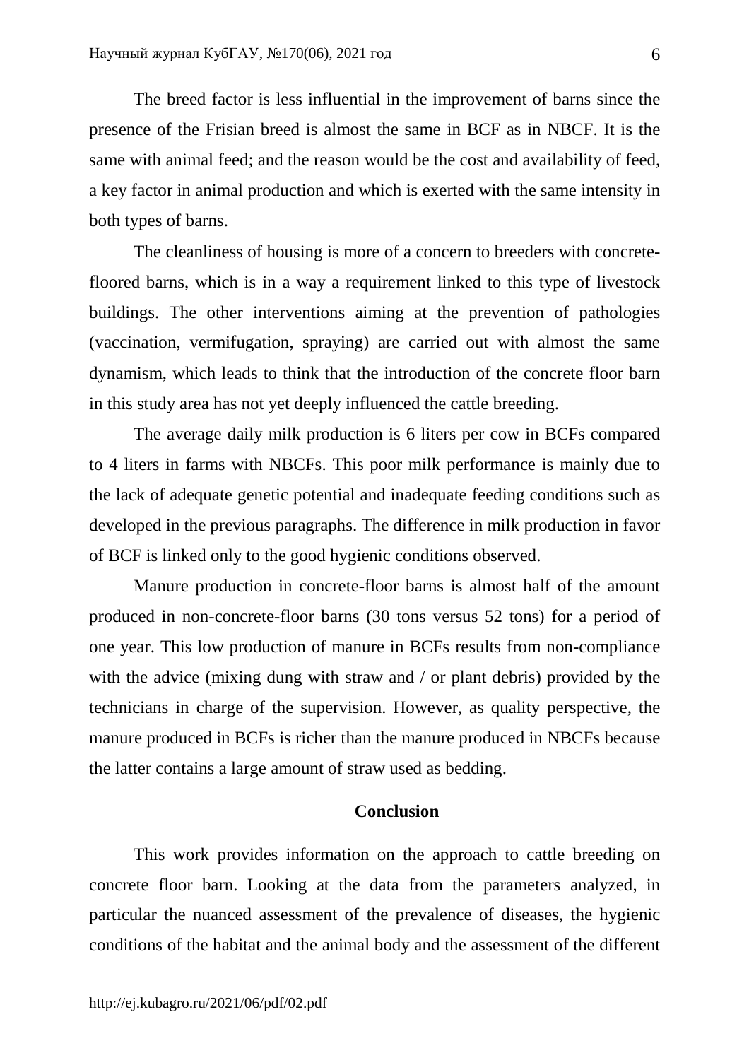The breed factor is less influential in the improvement of barns since the presence of the Frisian breed is almost the same in BCF as in NBCF. It is the same with animal feed; and the reason would be the cost and availability of feed, a key factor in animal production and which is exerted with the same intensity in both types of barns.

The cleanliness of housing is more of a concern to breeders with concrete-floored barns, which is in a way a requirement linked to this type of livestock buildings. The other interventions aiming at the prevention of pathologies (vaccination, vermifugation, spraying) are carried out with almost the same dynamism, which leads to think that the introduction of the concrete floor barn in this study area has not yet deeply influenced the cattle breeding.

The average daily milk production is 6 liters per cow in BCFs compared to 4 liters in farms with NBCFs. This poor milk performance is mainly due to the lack of adequate genetic potential and inadequate feeding conditions such as developed in the previous paragraphs. The difference in milk production in favor of BCF is linked only to the good hygienic conditions observed.

Manure production in concrete-floor barns is almost half of the amount produced in non-concrete-floor barns (30 tons versus 52 tons) for a period of one year. This low production of manure in BCFs results from non-compliance with the advice (mixing dung with straw and / or plant debris) provided by the technicians in charge of the supervision. However, as quality perspective, the manure produced in BCFs is richer than the manure produced in NBCFs because the latter contains a large amount of straw used as bedding.

## Conclusion

This work provides information on the approach to cattle breeding on concrete floor barn. Looking at the data from the parameters analyzed, in particular the nuanced assessment of the prevalence of diseases, the hygienic conditions of the habitat and the animal body and the assessment of the different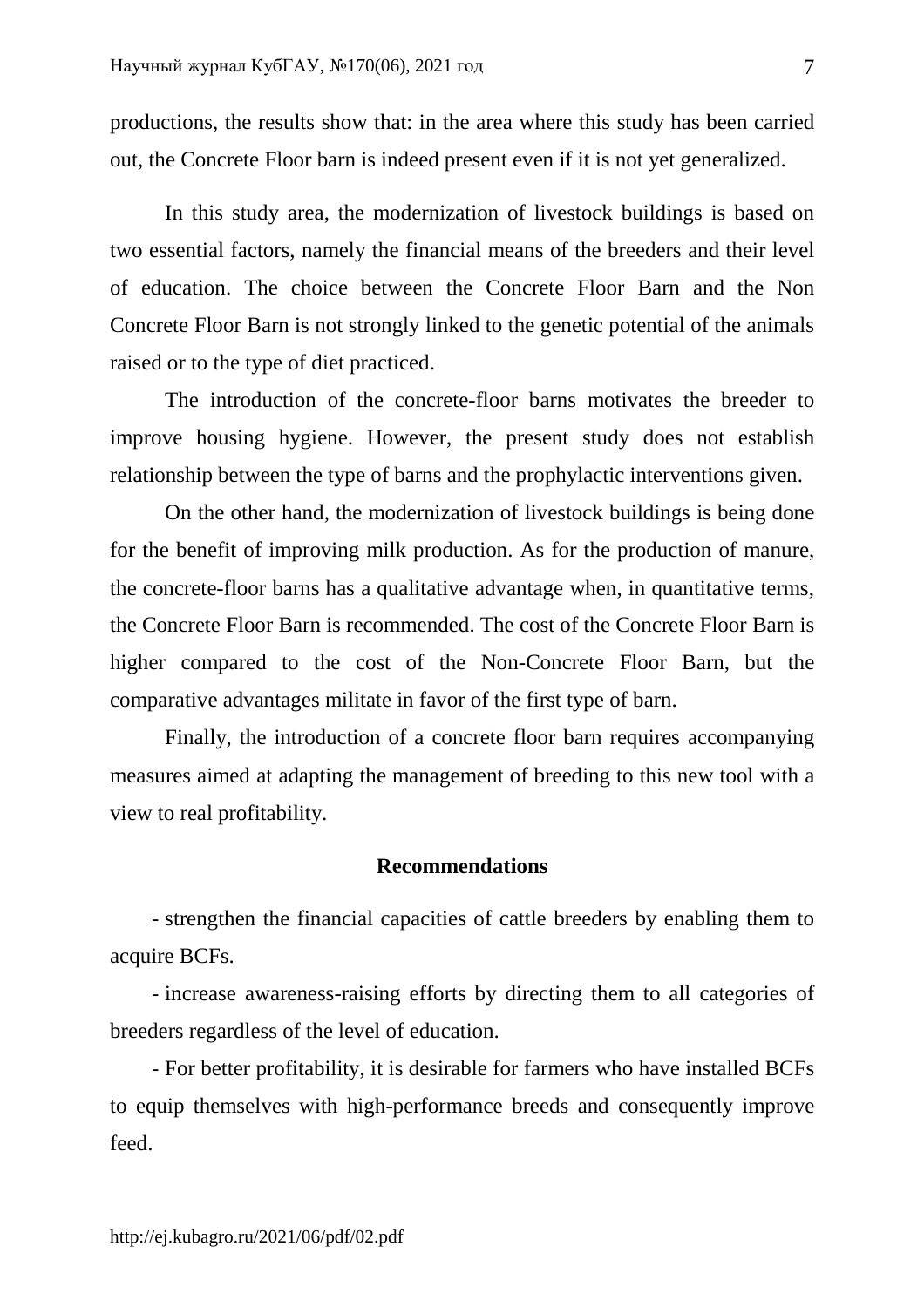productions, the results show that: in the area where this study has been carried out, the Concrete Floor barn is indeed present even if it is not yet generalized.

In this study area, the modernization of livestock buildings is based on two essential factors, namely the financial means of the breeders and their level of education. The choice between the Concrete Floor Barn and the Non Concrete Floor Barn is not strongly linked to the genetic potential of the animals raised or to the type of diet practiced.

The introduction of the concrete-floor barns motivates the breeder to improve housing hygiene. However, the present study does not establish relationship between the type of barns and the prophylactic interventions given.

On the other hand, the modernization of livestock buildings is being done for the benefit of improving milk production. As for the production of manure, the concrete-floor barns has a qualitative advantage when, in quantitative terms, the Concrete Floor Barn is recommended. The cost of the Concrete Floor Barn is higher compared to the cost of the Non-Concrete Floor Barn, but the comparative advantages militate in favor of the first type of barn.

Finally, the introduction of a concrete floor barn requires accompanying measures aimed at adapting the management of breeding to this new tool with a view to real profitability.

## Recommendations

- strengthen the financial capacities of cattle breeders by enabling them to acquire BCFs.
- increase awareness-raising efforts by directing them to all categories of breeders regardless of the level of education.
- For better profitability, it is desirable for farmers who have installed BCFs to equip themselves with high-performance breeds and consequently improve feed.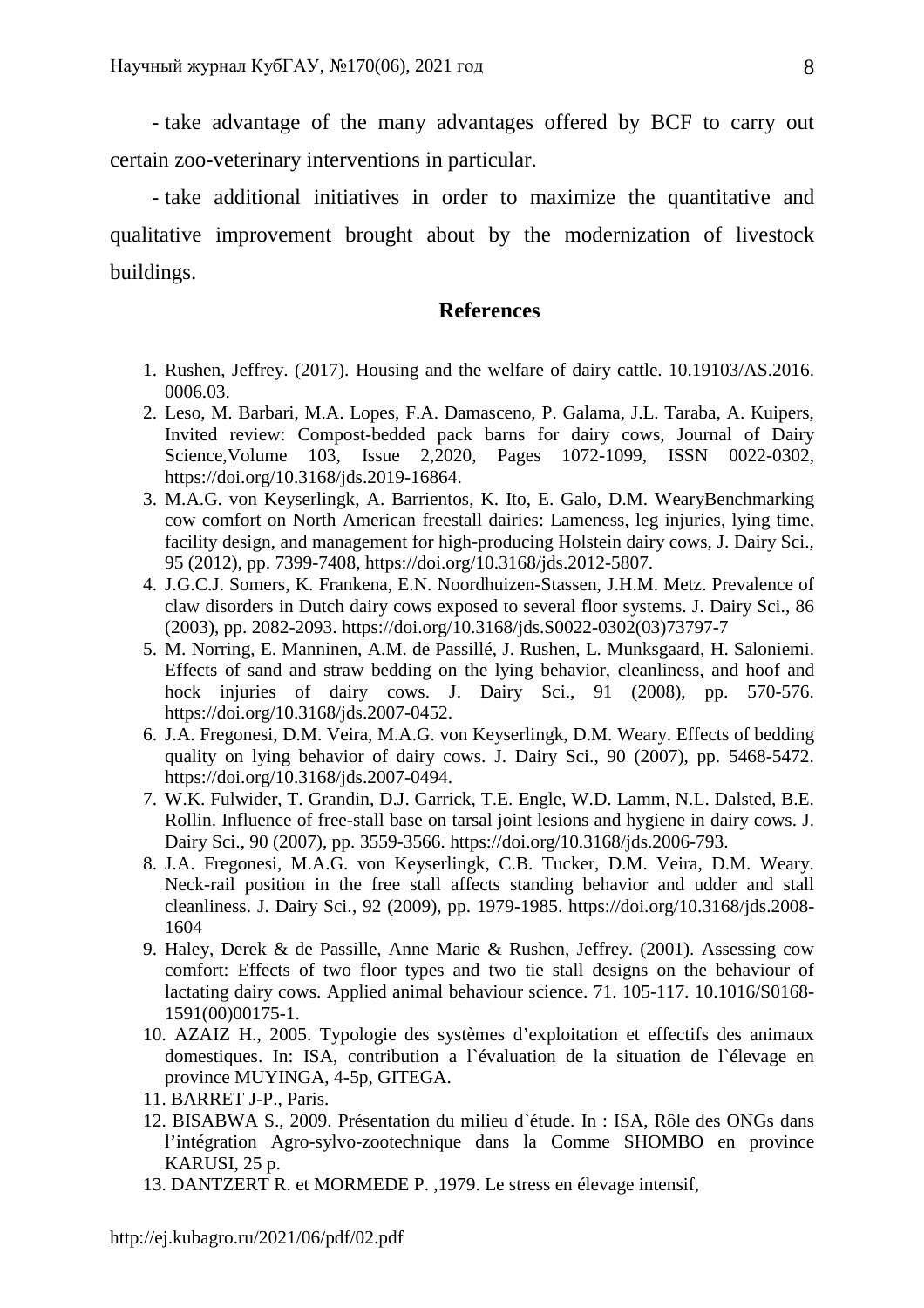- take advantage of the many advantages offered by BCF to carry out certain zoo-veterinary interventions in particular.

- take additional initiatives in order to maximize the quantitative and qualitative improvement brought about by the modernization of livestock buildings.

## References

1. Rushen, Jeffrey. (2017). Housing and the welfare of dairy cattle. 10.19103/AS.2016.0006.03.
2. Leso, M. Barbari, M.A. Lopes, F.A. Damasceno, P. Galama, J.L. Taraba, A. Kuipers, Invited review: Compost-bedded pack barns for dairy cows, Journal of Dairy Science,Volume 103, Issue 2,2020, Pages 1072-1099, ISSN 0022-0302, https://doi.org/10.3168/jds.2019-16864.
3. M.A.G. von Keyserlingk, A. Barrientos, K. Ito, E. Galo, D.M. WearyBenchmarking cow comfort on North American freestall dairies: Lameness, leg injuries, lying time, facility design, and management for high-producing Holstein dairy cows, J. Dairy Sci., 95 (2012), pp. 7399-7408, https://doi.org/10.3168/jds.2012-5807.
4. J.G.C.J. Somers, K. Frankena, E.N. Noordhuizen-Stassen, J.H.M. Metz. Prevalence of claw disorders in Dutch dairy cows exposed to several floor systems. J. Dairy Sci., 86 (2003), pp. 2082-2093. https://doi.org/10.3168/jds.S0022-0302(03)73797-7
5. M. Norring, E. Manninen, A.M. de Passillé, J. Rushen, L. Munksgaard, H. Saloniemi. Effects of sand and straw bedding on the lying behavior, cleanliness, and hoof and hock injuries of dairy cows. J. Dairy Sci., 91 (2008), pp. 570-576. https://doi.org/10.3168/jds.2007-0452.
6. J.A. Fregonesi, D.M. Veira, M.A.G. von Keyserlingk, D.M. Weary. Effects of bedding quality on lying behavior of dairy cows. J. Dairy Sci., 90 (2007), pp. 5468-5472. https://doi.org/10.3168/jds.2007-0494.
7. W.K. Fulwider, T. Grandin, D.J. Garrick, T.E. Engle, W.D. Lamm, N.L. Dalsted, B.E. Rollin. Influence of free-stall base on tarsal joint lesions and hygiene in dairy cows. J. Dairy Sci., 90 (2007), pp. 3559-3566. https://doi.org/10.3168/jds.2006-793.
8. J.A. Fregonesi, M.A.G. von Keyserlingk, C.B. Tucker, D.M. Veira, D.M. Weary. Neck-rail position in the free stall affects standing behavior and udder and stall cleanliness. J. Dairy Sci., 92 (2009), pp. 1979-1985. https://doi.org/10.3168/jds.2008-1604
9. Haley, Derek & de Passille, Anne Marie & Rushen, Jeffrey. (2001). Assessing cow comfort: Effects of two floor types and two tie stall designs on the behaviour of lactating dairy cows. Applied animal behaviour science. 71. 105-117. 10.1016/S0168-1591(00)00175-1.
10. AZAIZ H., 2005. Typologie des systèmes d'exploitation et effectifs des animaux domestiques. In: ISA, contribution a l`évaluation de la situation de l`élevage en province MUYINGA, 4-5p, GITEGA.
11. BARRET J-P., Paris.
12. BISABWA S., 2009. Présentation du milieu d`étude. In : ISA, Rôle des ONGs dans l'intégration Agro-sylvo-zootechnique dans la Comme SHOMBO en province KARUSI, 25 p.
13. DANTZERT R. et MORMEDE P. ,1979. Le stress en élevage intensif,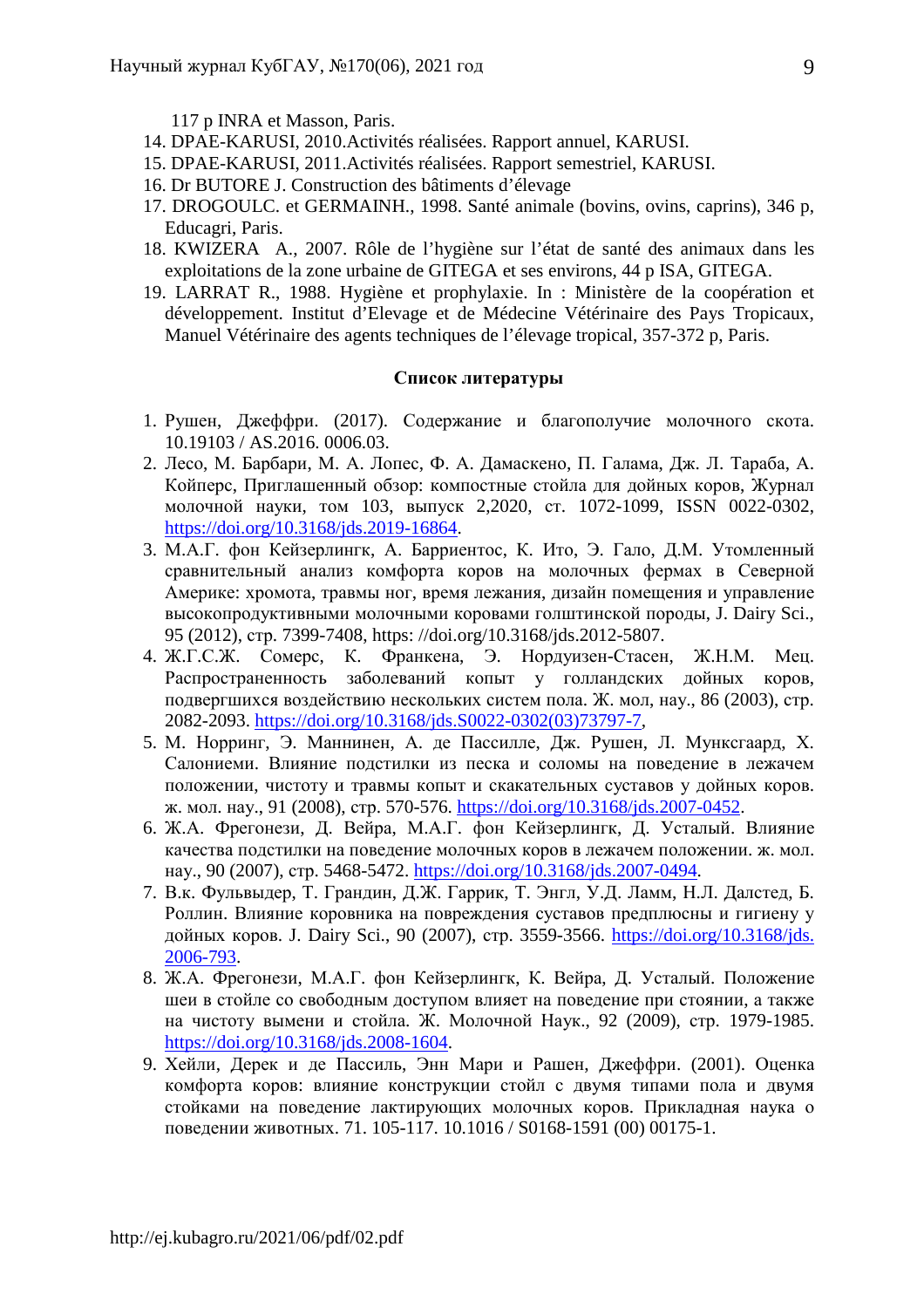117 p INRA et Masson, Paris.

14. DPAE-KARUSI, 2010.Activités réalisées. Rapport annuel, KARUSI.
15. DPAE-KARUSI, 2011.Activités réalisées. Rapport semestriel, KARUSI.
16. Dr BUTORE J. Construction des bâtiments d'élevage
17. DROGOULC. et GERMAINH., 1998. Santé animale (bovins, ovins, caprins), 346 p, Educagri, Paris.
18. KWIZERA A., 2007. Rôle de l'hygiène sur l'état de santé des animaux dans les exploitations de la zone urbaine de GITEGA et ses environs, 44 p ISA, GITEGA.
19. LARRAT R., 1988. Hygiène et prophylaxie. In : Ministère de la coopération et développement. Institut d'Elevage et de Médecine Vétérinaire des Pays Tropicaux, Manuel Vétérinaire des agents techniques de l'élevage tropical, 357-372 p, Paris.

**Список литературы**

1. Рушен, Джеффри. (2017). Содержание и благополучие молочного скота. 10.19103 / AS.2016. 0006.03.
2. Лесо, М. Барбари, М. А. Лопес, Ф. А. Дамаскено, П. Галама, Дж. Л. Тараба, А. Койперс, Приглашенный обзор: компостные стойла для дойных коров, Журнал молочной науки, том 103, выпуск 2,2020, ст. 1072-1099, ISSN 0022-0302, https://doi.org/10.3168/jds.2019-16864.
3. М.А.Г. фон Кейзерлингк, А. Барриентос, К. Ито, Э. Гало, Д.М. Утомленный сравнительный анализ комфорта коров на молочных фермах в Северной Америке: хромота, травмы ног, время лежания, дизайн помещения и управление высокопродуктивными молочными коровами голштинской породы, J. Dairy Sci., 95 (2012), стр. 7399-7408, https: //doi.org/10.3168/jds.2012-5807.
4. Ж.Г.С.Ж. Сомерс, К. Франкена, Э. Нордуизен-Стасен, Ж.Н.М. Мец. Распространенность заболеваний копыт у голландских дойных коров, подвергшихся воздействию нескольких систем пола. Ж. мол, нау., 86 (2003), стр. 2082-2093. https://doi.org/10.3168/jds.S0022-0302(03)73797-7,
5. М. Норринг, Э. Маннинен, А. де Пассилле, Дж. Рушен, Л. Мунксгаард, Х. Салониеми. Влияние подстилки из песка и соломы на поведение в лежачем положении, чистоту и травмы копыт и скакательных суставов у дойных коров. ж. мол. нау., 91 (2008), стр. 570-576. https://doi.org/10.3168/jds.2007-0452.
6. Ж.А. Фрегонези, Д. Вейра, М.А.Г. фон Кейзерлингк, Д. Усталый. Влияние качества подстилки на поведение молочных коров в лежачем положении. ж. мол. нау., 90 (2007), стр. 5468-5472. https://doi.org/10.3168/jds.2007-0494.
7. В.к. Фульвыдер, Т. Грандин, Д.Ж. Гаррик, Т. Энгл, У.Д. Ламм, Н.Л. Далстед, Б. Роллин. Влияние коровника на повреждения суставов предплюсны и гигиену у дойных коров. J. Dairy Sci., 90 (2007), стр. 3559-3566. https://doi.org/10.3168/jds.2006-793.
8. Ж.А. Фрегонези, М.А.Г. фон Кейзерлингк, К. Вейра, Д. Усталый. Положение шеи в стойле со свободным доступом влияет на поведение при стоянии, а также на чистоту вымени и стойла. Ж. Молочной Наук., 92 (2009), стр. 1979-1985. https://doi.org/10.3168/jds.2008-1604.
9. Хейли, Дерек и де Пассиль, Энн Мари и Рашен, Джеффри. (2001). Оценка комфорта коров: влияние конструкции стойл с двумя типами пола и двумя стойками на поведение лактирующих молочных коров. Прикладная наука о поведении животных. 71. 105-117. 10.1016 / S0168-1591 (00) 00175-1.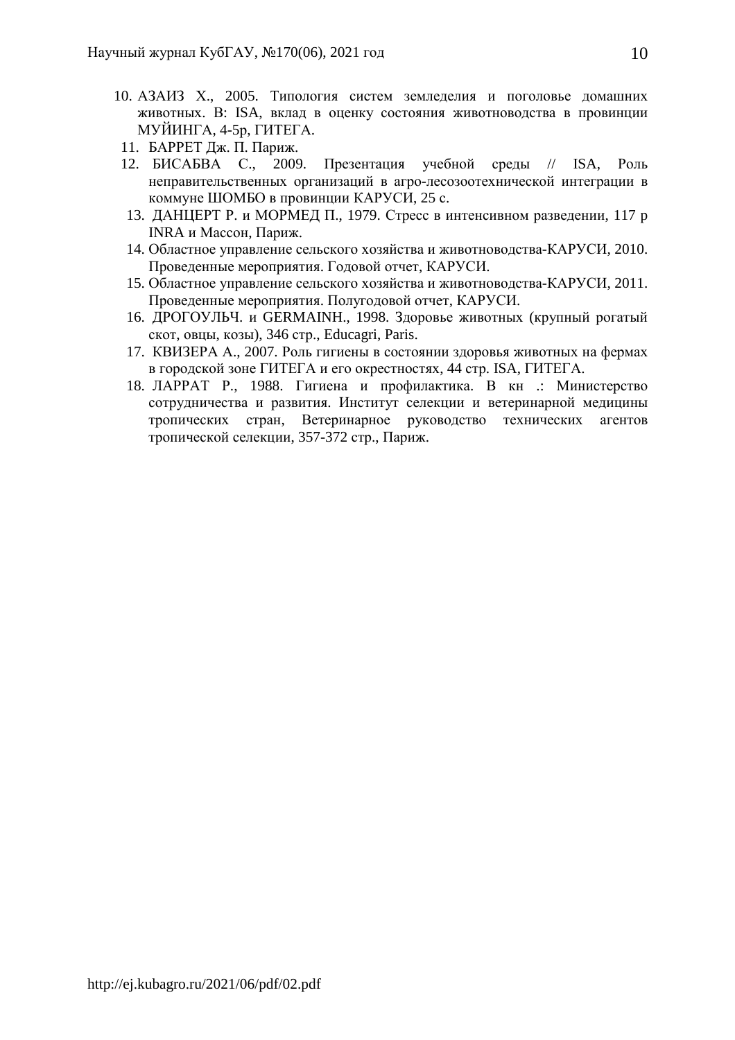10. АЗАИЗ Х., 2005. Типология систем земледелия и поголовье домашних животных. В: ISA, вклад в оценку состояния животноводства в провинции МУЙИНГА, 4-5p, ГИТЕГА.
11. БАРРЕТ Дж. П. Париж.
12. БИСАБВА С., 2009. Презентация учебной среды // ISA, Роль неправительственных организаций в агро-лесозоотехнической интеграции в коммуне ШОМБО в провинции КАРУСИ, 25 с.
13. ДАНЦЕРТ Р. и МОРМЕД П., 1979. Стресс в интенсивном разведении, 117 р INRA и Массон, Париж.
14. Областное управление сельского хозяйства и животноводства-КАРУСИ, 2010. Проведенные мероприятия. Годовой отчет, КАРУСИ.
15. Областное управление сельского хозяйства и животноводства-КАРУСИ, 2011. Проведенные мероприятия. Полугодовой отчет, КАРУСИ.
16. ДРОГОУЛЬЧ. и GERMAINH., 1998. Здоровье животных (крупный рогатый скот, овцы, козы), 346 стр., Educagri, Paris.
17. КВИЗЕРА А., 2007. Роль гигиены в состоянии здоровья животных на фермах в городской зоне ГИТЕГА и его окрестностях, 44 стр. ISA, ГИТЕГА.
18. ЛАРРАТ Р., 1988. Гигиена и профилактика. В кн .: Министерство сотрудничества и развития. Институт селекции и ветеринарной медицины тропических стран, Ветеринарное руководство технических агентов тропической селекции, 357-372 стр., Париж.